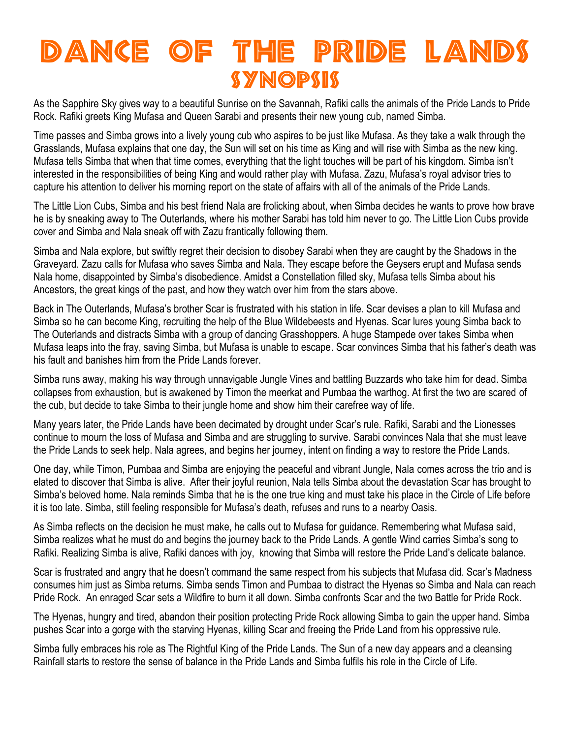# Dance of the Pride Lands

## Synopsis

As the Sapphire Sky gives way to a beautiful Sunrise on the Savannah, Rafiki calls the animals of the Pride Lands to Pride Rock. Rafiki greets King Mufasa and Queen Sarabi and presents their new young cub, named Simba.

Time passes and Simba grows into a lively young cub who aspires to be just like Mufasa. As they take a walk through the Grasslands, Mufasa explains that one day, the Sun will set on his time as King and will rise with Simba as the new king. Mufasa tells Simba that when that time comes, everything that the light touches will be part of his kingdom. Simba isn't interested in the responsibilities of being King and would rather play with Mufasa. Zazu, Mufasa's royal advisor tries to capture his attention to deliver his morning report on the state of affairs with all of the animals of the Pride Lands.

The Little Lion Cubs, Simba and his best friend Nala are frolicking about, when Simba decides he wants to prove how brave he is by sneaking away to The Outerlands, where his mother Sarabi has told him never to go. The Little Lion Cubs provide cover and Simba and Nala sneak off with Zazu frantically following them.

Simba and Nala explore, but swiftly regret their decision to disobey Sarabi when they are caught by the Shadows in the Graveyard. Zazu calls for Mufasa who saves Simba and Nala. They escape before the Geysers erupt and Mufasa sends Nala home, disappointed by Simba's disobedience. Amidst a Constellation filled sky, Mufasa tells Simba about his Ancestors, the great kings of the past, and how they watch over him from the stars above.

Back in The Outerlands, Mufasa's brother Scar is frustrated with his station in life. Scar devises a plan to kill Mufasa and Simba so he can become King, recruiting the help of the Blue Wildebeests and Hyenas. Scar lures young Simba back to The Outerlands and distracts Simba with a group of dancing Grasshoppers. A huge Stampede over takes Simba when Mufasa leaps into the fray, saving Simba, but Mufasa is unable to escape. Scar convinces Simba that his father's death was his fault and banishes him from the Pride Lands forever.

Simba runs away, making his way through unnavigable Jungle Vines and battling Buzzards who take him for dead. Simba collapses from exhaustion, but is awakened by Timon the meerkat and Pumbaa the warthog. At first the two are scared of the cub, but decide to take Simba to their jungle home and show him their carefree way of life.

Many years later, the Pride Lands have been decimated by drought under Scar's rule. Rafiki, Sarabi and the Lionesses continue to mourn the loss of Mufasa and Simba and are struggling to survive. Sarabi convinces Nala that she must leave the Pride Lands to seek help. Nala agrees, and begins her journey, intent on finding a way to restore the Pride Lands.

One day, while Timon, Pumbaa and Simba are enjoying the peaceful and vibrant Jungle, Nala comes across the trio and is elated to discover that Simba is alive. After their joyful reunion, Nala tells Simba about the devastation Scar has brought to Simba's beloved home. Nala reminds Simba that he is the one true king and must take his place in the Circle of Life before it is too late. Simba, still feeling responsible for Mufasa's death, refuses and runs to a nearby Oasis.

As Simba reflects on the decision he must make, he calls out to Mufasa for guidance. Remembering what Mufasa said, Simba realizes what he must do and begins the journey back to the Pride Lands. A gentle Wind carries Simba's song to Rafiki. Realizing Simba is alive, Rafiki dances with joy, knowing that Simba will restore the Pride Land's delicate balance.

Scar is frustrated and angry that he doesn't command the same respect from his subjects that Mufasa did. Scar's Madness consumes him just as Simba returns. Simba sends Timon and Pumbaa to distract the Hyenas so Simba and Nala can reach Pride Rock. An enraged Scar sets a Wildfire to burn it all down. Simba confronts Scar and the two Battle for Pride Rock.

The Hyenas, hungry and tired, abandon their position protecting Pride Rock allowing Simba to gain the upper hand. Simba pushes Scar into a gorge with the starving Hyenas, killing Scar and freeing the Pride Land from his oppressive rule.

Simba fully embraces his role as The Rightful King of the Pride Lands. The Sun of a new day appears and a cleansing Rainfall starts to restore the sense of balance in the Pride Lands and Simba fulfils his role in the Circle of Life.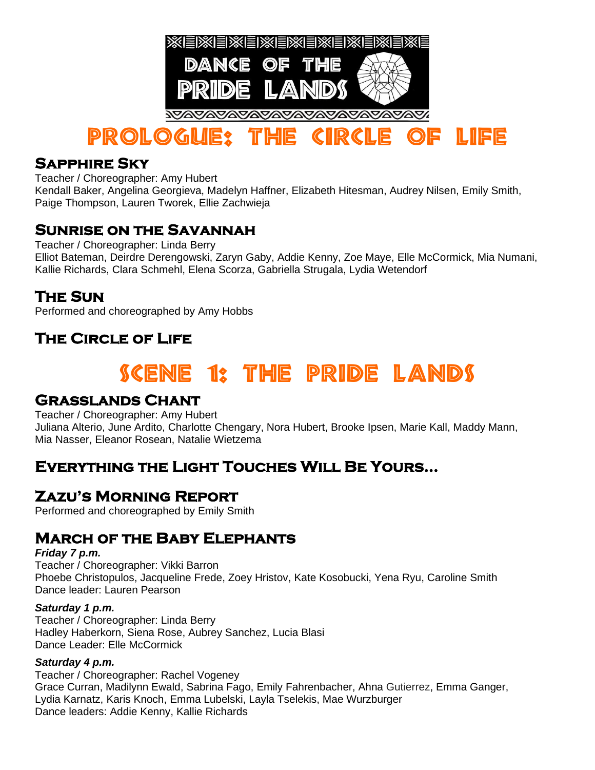# DANCE OF THE PRIDE LANDS

# PROLOGUE: THE CIRCLE OF LIFE

## Sapphire Sky

Teacher / Choreographer: Amy Hubert
Kendall Baker, Angelina Georgieva, Madelyn Haffner, Elizabeth Hitesman, Audrey Nilsen, Emily Smith, Paige Thompson, Lauren Tworek, Ellie Zachwieja

## Sunrise on the Savannah

Teacher / Choreographer: Linda Berry
Elliot Bateman, Deirdre Derengowski, Zaryn Gaby, Addie Kenny, Zoe Maye, Elle McCormick, Mia Numani, Kallie Richards, Clara Schmehl, Elena Scorza, Gabriella Strugala, Lydia Wetendorf

## The Sun

Performed and choreographed by Amy Hobbs

## The Circle of Life

# SCENE 1: THE PRIDE LANDS

## Grasslands Chant

Teacher / Choreographer: Amy Hubert
Juliana Alterio, June Ardito, Charlotte Chengary, Nora Hubert, Brooke Ipsen, Marie Kall, Maddy Mann, Mia Nasser, Eleanor Rosean, Natalie Wietzema

## Everything the Light Touches Will Be Yours…

## Zazu's Morning Report

Performed and choreographed by Emily Smith

## March of the Baby Elephants

***Friday 7 p.m.***
Teacher / Choreographer: Vikki Barron
Phoebe Christopulos, Jacqueline Frede, Zoey Hristov, Kate Kosobucki, Yena Ryu, Caroline Smith
Dance leader: Lauren Pearson

***Saturday 1 p.m.***
Teacher / Choreographer: Linda Berry
Hadley Haberkorn, Siena Rose, Aubrey Sanchez, Lucia Blasi
Dance Leader: Elle McCormick

***Saturday 4 p.m.***
Teacher / Choreographer: Rachel Vogeney
Grace Curran, Madilynn Ewald, Sabrina Fago, Emily Fahrenbacher, Ahna Gutierrez, Emma Ganger, Lydia Karnatz, Karis Knoch, Emma Lubelski, Layla Tselekis, Mae Wurzburger
Dance leaders: Addie Kenny, Kallie Richards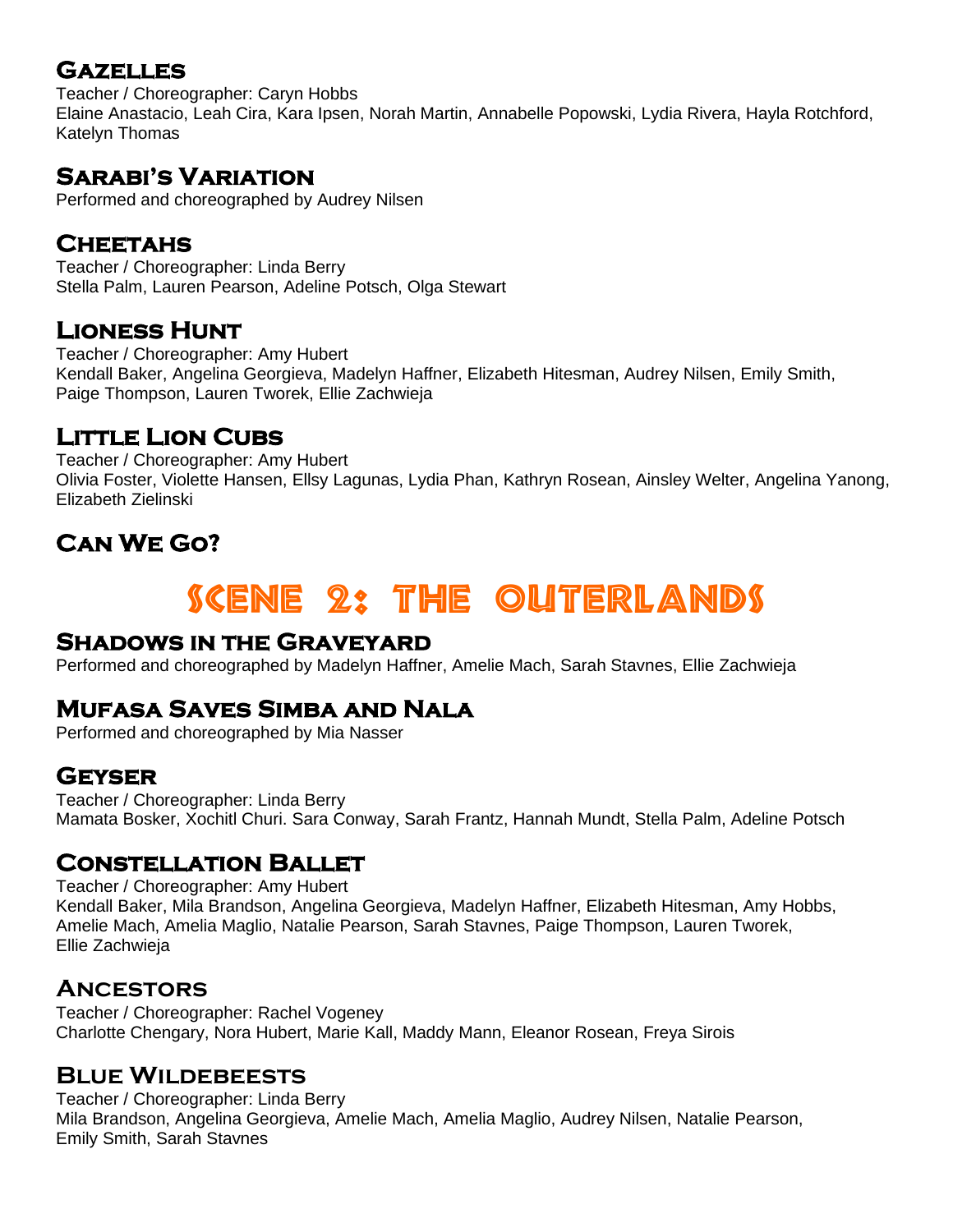### Gazelles

Teacher / Choreographer: Caryn Hobbs
Elaine Anastacio, Leah Cira, Kara Ipsen, Norah Martin, Annabelle Popowski, Lydia Rivera, Hayla Rotchford, Katelyn Thomas

### Sarabi's Variation

Performed and choreographed by Audrey Nilsen

### Cheetahs

Teacher / Choreographer: Linda Berry
Stella Palm, Lauren Pearson, Adeline Potsch, Olga Stewart

### Lioness Hunt

Teacher / Choreographer: Amy Hubert
Kendall Baker, Angelina Georgieva, Madelyn Haffner, Elizabeth Hitesman, Audrey Nilsen, Emily Smith, Paige Thompson, Lauren Tworek, Ellie Zachwieja

### Little Lion Cubs

Teacher / Choreographer: Amy Hubert
Olivia Foster, Violette Hansen, Ellsy Lagunas, Lydia Phan, Kathryn Rosean, Ainsley Welter, Angelina Yanong, Elizabeth Zielinski

### Can We Go?

## Scene 2: The Outerlands

### Shadows in the Graveyard

Performed and choreographed by Madelyn Haffner, Amelie Mach, Sarah Stavnes, Ellie Zachwieja

### Mufasa Saves Simba and Nala

Performed and choreographed by Mia Nasser

### Geyser

Teacher / Choreographer: Linda Berry
Mamata Bosker, Xochitl Churi. Sara Conway, Sarah Frantz, Hannah Mundt, Stella Palm, Adeline Potsch

### Constellation Ballet

Teacher / Choreographer: Amy Hubert
Kendall Baker, Mila Brandson, Angelina Georgieva, Madelyn Haffner, Elizabeth Hitesman, Amy Hobbs, Amelie Mach, Amelia Maglio, Natalie Pearson, Sarah Stavnes, Paige Thompson, Lauren Tworek, Ellie Zachwieja

### Ancestors

Teacher / Choreographer: Rachel Vogeney
Charlotte Chengary, Nora Hubert, Marie Kall, Maddy Mann, Eleanor Rosean, Freya Sirois

### Blue Wildebeests

Teacher / Choreographer: Linda Berry
Mila Brandson, Angelina Georgieva, Amelie Mach, Amelia Maglio, Audrey Nilsen, Natalie Pearson, Emily Smith, Sarah Stavnes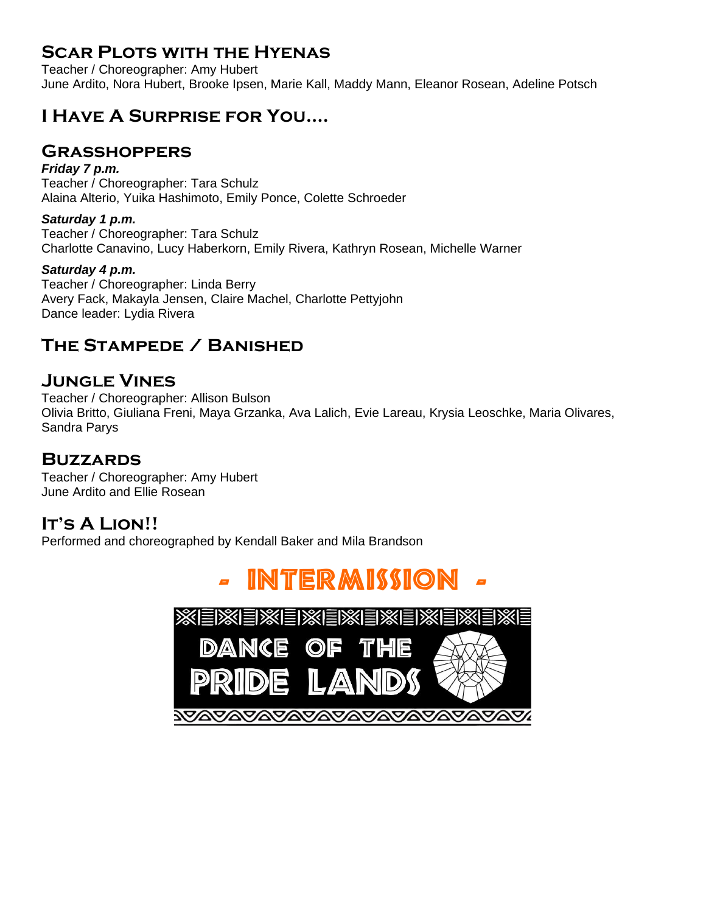## Scar Plots with the Hyenas

Teacher / Choreographer: Amy Hubert
June Ardito, Nora Hubert, Brooke Ipsen, Marie Kall, Maddy Mann, Eleanor Rosean, Adeline Potsch

## I Have A Surprise for You....

## Grasshoppers

***Friday 7 p.m.***
Teacher / Choreographer: Tara Schulz
Alaina Alterio, Yuika Hashimoto, Emily Ponce, Colette Schroeder

***Saturday 1 p.m.***
Teacher / Choreographer: Tara Schulz
Charlotte Canavino, Lucy Haberkorn, Emily Rivera, Kathryn Rosean, Michelle Warner

***Saturday 4 p.m.***
Teacher / Choreographer: Linda Berry
Avery Fack, Makayla Jensen, Claire Machel, Charlotte Pettyjohn
Dance leader: Lydia Rivera

## The Stampede / Banished

## Jungle Vines

Teacher / Choreographer: Allison Bulson
Olivia Britto, Giuliana Freni, Maya Grzanka, Ava Lalich, Evie Lareau, Krysia Leoschke, Maria Olivares, Sandra Parys

## Buzzards

Teacher / Choreographer: Amy Hubert
June Ardito and Ellie Rosean

## It's A Lion!!

Performed and choreographed by Kendall Baker and Mila Brandson

# - INTERMISSION -

DANCE OF THE PRIDE LANDS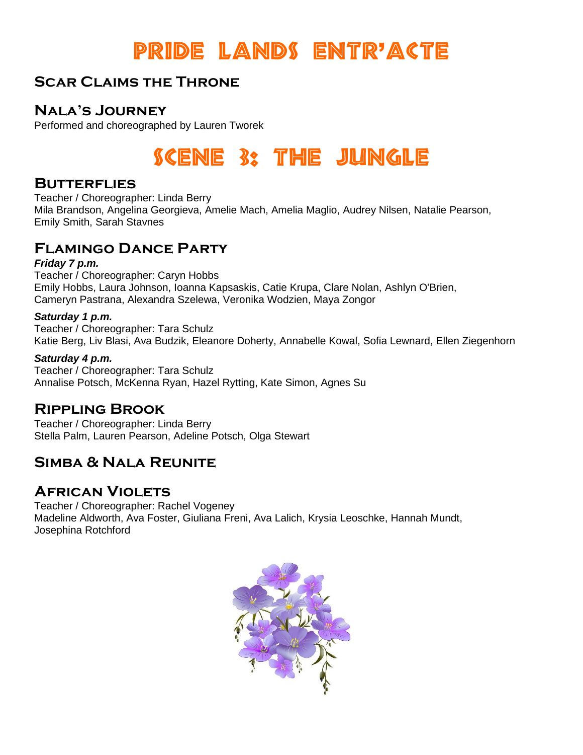# Pride Lands Entr'acte

## Scar Claims the Throne

## Nala's Journey

Performed and choreographed by Lauren Tworek

# Scene 3: The Jungle

## Butterflies

Teacher / Choreographer: Linda Berry
Mila Brandson, Angelina Georgieva, Amelie Mach, Amelia Maglio, Audrey Nilsen, Natalie Pearson, Emily Smith, Sarah Stavnes

## Flamingo Dance Party

***Friday 7 p.m.***
Teacher / Choreographer: Caryn Hobbs
Emily Hobbs, Laura Johnson, Ioanna Kapsaskis, Catie Krupa, Clare Nolan, Ashlyn O'Brien, Cameryn Pastrana, Alexandra Szelewa, Veronika Wodzien, Maya Zongor

***Saturday 1 p.m.***
Teacher / Choreographer: Tara Schulz
Katie Berg, Liv Blasi, Ava Budzik, Eleanore Doherty, Annabelle Kowal, Sofia Lewnard, Ellen Ziegenhorn

***Saturday 4 p.m.***
Teacher / Choreographer: Tara Schulz
Annalise Potsch, McKenna Ryan, Hazel Rytting, Kate Simon, Agnes Su

## Rippling Brook

Teacher / Choreographer: Linda Berry
Stella Palm, Lauren Pearson, Adeline Potsch, Olga Stewart

## Simba & Nala Reunite

## African Violets

Teacher / Choreographer: Rachel Vogeney
Madeline Aldworth, Ava Foster, Giuliana Freni, Ava Lalich, Krysia Leoschke, Hannah Mundt, Josephina Rotchford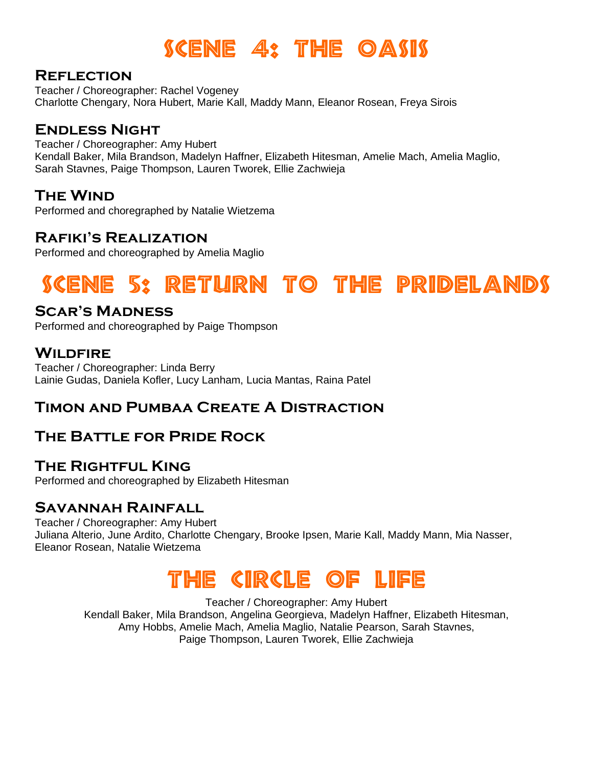# Scene 4: The Oasis

### Reflection

Teacher / Choreographer: Rachel Vogeney
Charlotte Chengary, Nora Hubert, Marie Kall, Maddy Mann, Eleanor Rosean, Freya Sirois

### Endless Night

Teacher / Choreographer: Amy Hubert
Kendall Baker, Mila Brandson, Madelyn Haffner, Elizabeth Hitesman, Amelie Mach, Amelia Maglio, Sarah Stavnes, Paige Thompson, Lauren Tworek, Ellie Zachwieja

### The Wind

Performed and choregraphed by Natalie Wietzema

### Rafiki's Realization

Performed and choreographed by Amelia Maglio

# Scene 5: Return to the Pridelands

### Scar's Madness

Performed and choreographed by Paige Thompson

### Wildfire

Teacher / Choreographer: Linda Berry
Lainie Gudas, Daniela Kofler, Lucy Lanham, Lucia Mantas, Raina Patel

### Timon and Pumbaa Create A Distraction

### The Battle for Pride Rock

### The Rightful King

Performed and choreographed by Elizabeth Hitesman

### Savannah Rainfall

Teacher / Choreographer: Amy Hubert
Juliana Alterio, June Ardito, Charlotte Chengary, Brooke Ipsen, Marie Kall, Maddy Mann, Mia Nasser, Eleanor Rosean, Natalie Wietzema

# The Circle of Life

Teacher / Choreographer: Amy Hubert
Kendall Baker, Mila Brandson, Angelina Georgieva, Madelyn Haffner, Elizabeth Hitesman, Amy Hobbs, Amelie Mach, Amelia Maglio, Natalie Pearson, Sarah Stavnes, Paige Thompson, Lauren Tworek, Ellie Zachwieja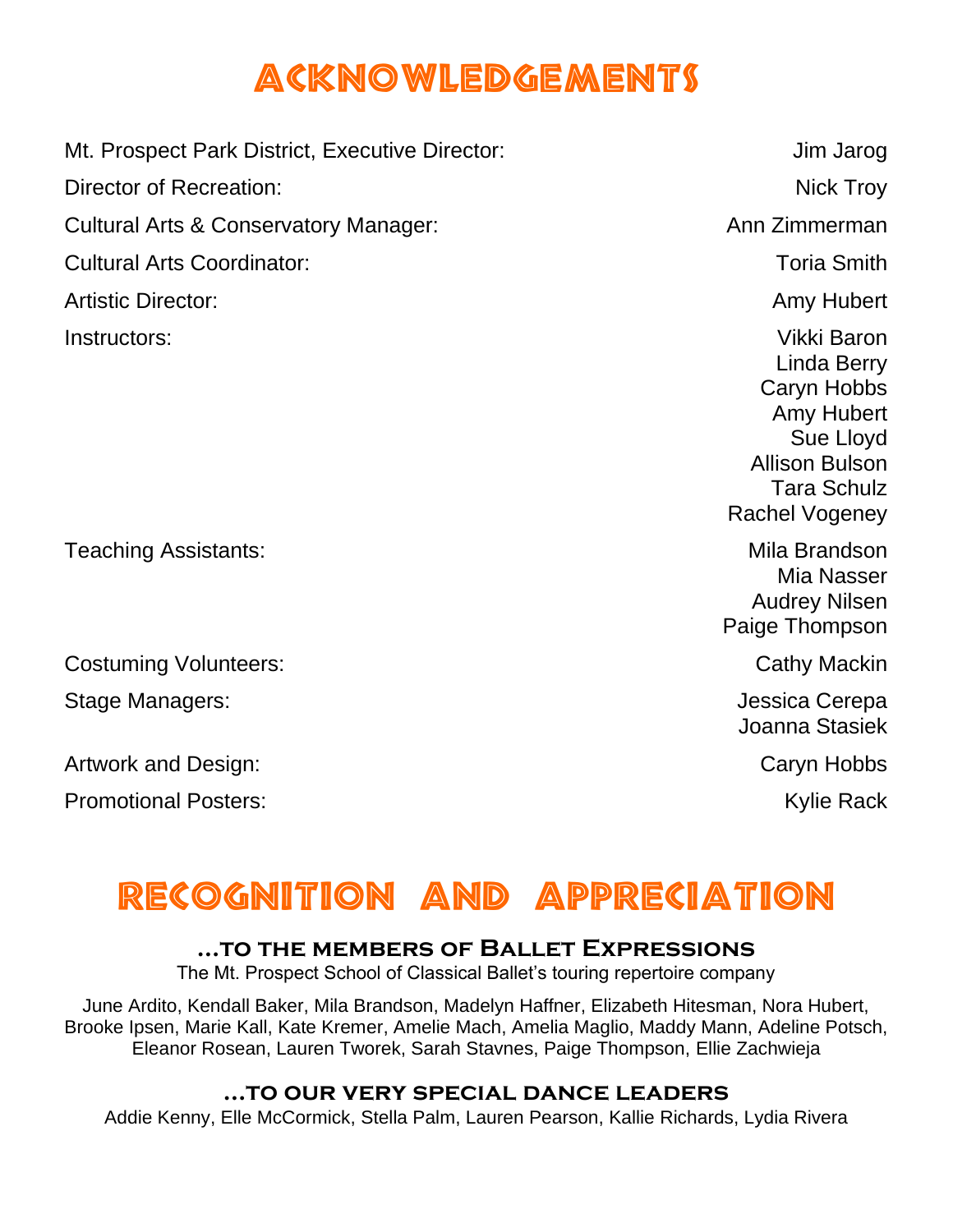# Acknowledgements

| | |
|---|---|
| Mt. Prospect Park District, Executive Director: | Jim Jarog |
| Director of Recreation: | Nick Troy |
| Cultural Arts & Conservatory Manager: | Ann Zimmerman |
| Cultural Arts Coordinator: | Toria Smith |
| Artistic Director: | Amy Hubert |
| Instructors: | Vikki Baron<br>Linda Berry<br>Caryn Hobbs<br>Amy Hubert<br>Sue Lloyd<br>Allison Bulson<br>Tara Schulz<br>Rachel Vogeney |
| Teaching Assistants: | Mila Brandson<br>Mia Nasser<br>Audrey Nilsen<br>Paige Thompson |
| Costuming Volunteers: | Cathy Mackin |
| Stage Managers: | Jessica Cerepa<br>Joanna Stasiek |
| Artwork and Design: | Caryn Hobbs |
| Promotional Posters: | Kylie Rack |

# Recognition and Appreciation

### …to the members of Ballet Expressions

The Mt. Prospect School of Classical Ballet's touring repertoire company

June Ardito, Kendall Baker, Mila Brandson, Madelyn Haffner, Elizabeth Hitesman, Nora Hubert, Brooke Ipsen, Marie Kall, Kate Kremer, Amelie Mach, Amelia Maglio, Maddy Mann, Adeline Potsch, Eleanor Rosean, Lauren Tworek, Sarah Stavnes, Paige Thompson, Ellie Zachwieja

### …to our very special dance leaders

Addie Kenny, Elle McCormick, Stella Palm, Lauren Pearson, Kallie Richards, Lydia Rivera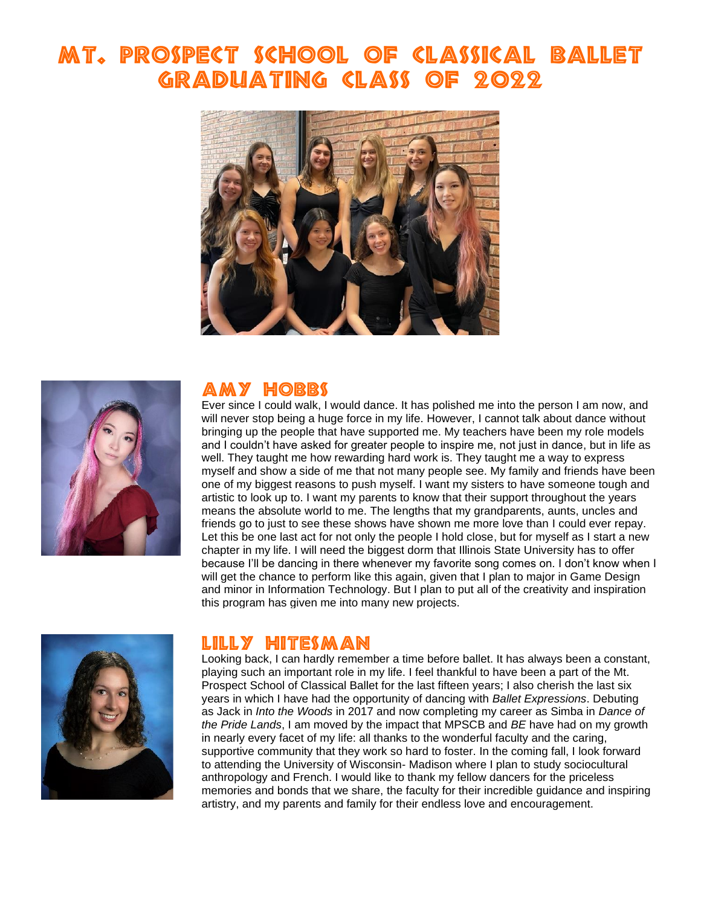# Mt. Prospect School of Classical Ballet Graduating Class of 2022

## Amy Hobbs

Ever since I could walk, I would dance. It has polished me into the person I am now, and will never stop being a huge force in my life. However, I cannot talk about dance without bringing up the people that have supported me. My teachers have been my role models and I couldn't have asked for greater people to inspire me, not just in dance, but in life as well. They taught me how rewarding hard work is. They taught me a way to express myself and show a side of me that not many people see. My family and friends have been one of my biggest reasons to push myself. I want my sisters to have someone tough and artistic to look up to. I want my parents to know that their support throughout the years means the absolute world to me. The lengths that my grandparents, aunts, uncles and friends go to just to see these shows have shown me more love than I could ever repay. Let this be one last act for not only the people I hold close, but for myself as I start a new chapter in my life. I will need the biggest dorm that Illinois State University has to offer because I'll be dancing in there whenever my favorite song comes on. I don't know when I will get the chance to perform like this again, given that I plan to major in Game Design and minor in Information Technology. But I plan to put all of the creativity and inspiration this program has given me into many new projects.

## Lilly Hitesman

Looking back, I can hardly remember a time before ballet. It has always been a constant, playing such an important role in my life. I feel thankful to have been a part of the Mt. Prospect School of Classical Ballet for the last fifteen years; I also cherish the last six years in which I have had the opportunity of dancing with *Ballet Expressions*. Debuting as Jack in *Into the Woods* in 2017 and now completing my career as Simba in *Dance of the Pride Lands*, I am moved by the impact that MPSCB and *BE* have had on my growth in nearly every facet of my life: all thanks to the wonderful faculty and the caring, supportive community that they work so hard to foster. In the coming fall, I look forward to attending the University of Wisconsin- Madison where I plan to study sociocultural anthropology and French. I would like to thank my fellow dancers for the priceless memories and bonds that we share, the faculty for their incredible guidance and inspiring artistry, and my parents and family for their endless love and encouragement.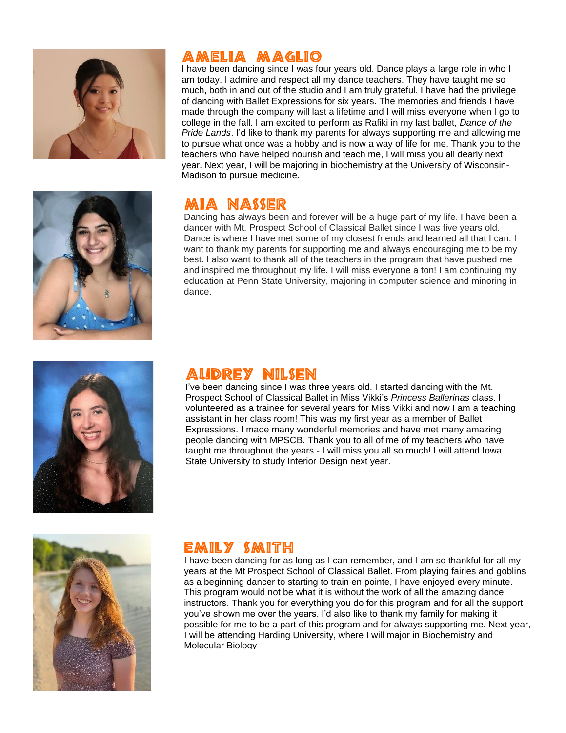## AMELIA MAGLIO

I have been dancing since I was four years old. Dance plays a large role in who I am today. I admire and respect all my dance teachers. They have taught me so much, both in and out of the studio and I am truly grateful. I have had the privilege of dancing with Ballet Expressions for six years. The memories and friends I have made through the company will last a lifetime and I will miss everyone when I go to college in the fall. I am excited to perform as Rafiki in my last ballet, *Dance of the Pride Lands*. I'd like to thank my parents for always supporting me and allowing me to pursue what once was a hobby and is now a way of life for me. Thank you to the teachers who have helped nourish and teach me, I will miss you all dearly next year. Next year, I will be majoring in biochemistry at the University of Wisconsin-Madison to pursue medicine.

## MIA NASSER

Dancing has always been and forever will be a huge part of my life. I have been a dancer with Mt. Prospect School of Classical Ballet since I was five years old. Dance is where I have met some of my closest friends and learned all that I can. I want to thank my parents for supporting me and always encouraging me to be my best. I also want to thank all of the teachers in the program that have pushed me and inspired me throughout my life. I will miss everyone a ton! I am continuing my education at Penn State University, majoring in computer science and minoring in dance.

## AUDREY NILSEN

I've been dancing since I was three years old. I started dancing with the Mt. Prospect School of Classical Ballet in Miss Vikki's *Princess Ballerinas* class. I volunteered as a trainee for several years for Miss Vikki and now I am a teaching assistant in her class room! This was my first year as a member of Ballet Expressions. I made many wonderful memories and have met many amazing people dancing with MPSCB. Thank you to all of me of my teachers who have taught me throughout the years - I will miss you all so much! I will attend Iowa State University to study Interior Design next year.

## EMILY SMITH

I have been dancing for as long as I can remember, and I am so thankful for all my years at the Mt Prospect School of Classical Ballet. From playing fairies and goblins as a beginning dancer to starting to train en pointe, I have enjoyed every minute. This program would not be what it is without the work of all the amazing dance instructors. Thank you for everything you do for this program and for all the support you've shown me over the years. I'd also like to thank my family for making it possible for me to be a part of this program and for always supporting me. Next year, I will be attending Harding University, where I will major in Biochemistry and Molecular Biology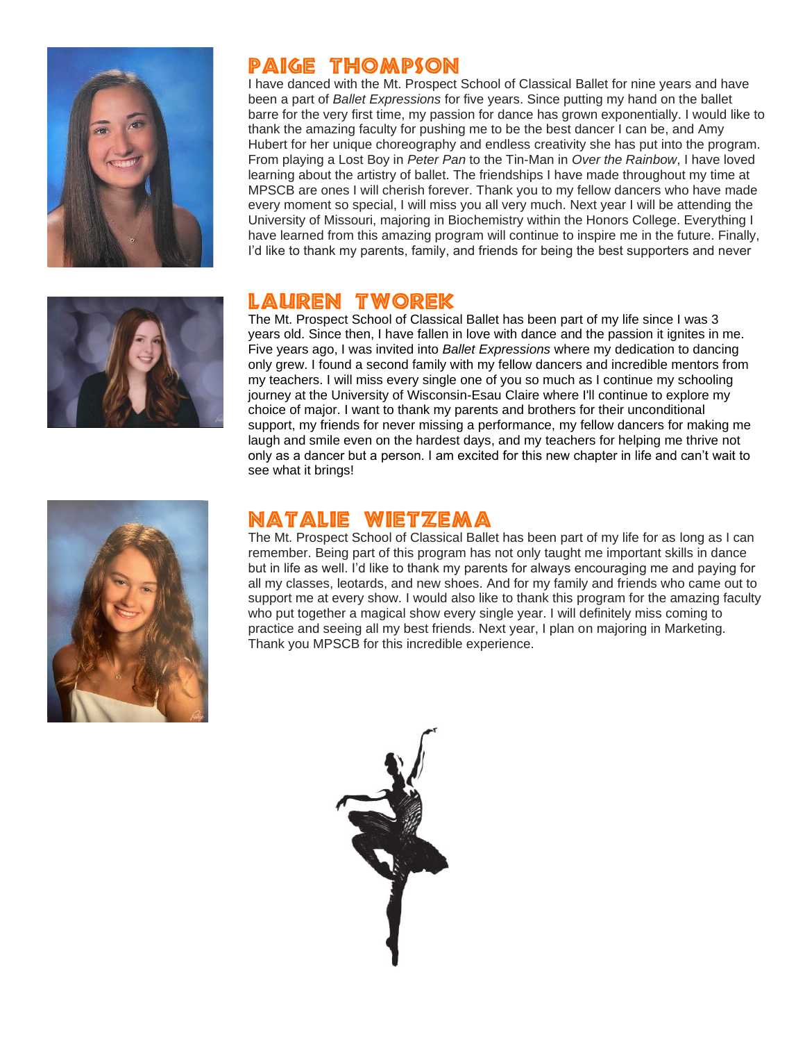## Paige Thompson

I have danced with the Mt. Prospect School of Classical Ballet for nine years and have been a part of *Ballet Expressions* for five years. Since putting my hand on the ballet barre for the very first time, my passion for dance has grown exponentially. I would like to thank the amazing faculty for pushing me to be the best dancer I can be, and Amy Hubert for her unique choreography and endless creativity she has put into the program. From playing a Lost Boy in *Peter Pan* to the Tin-Man in *Over the Rainbow*, I have loved learning about the artistry of ballet. The friendships I have made throughout my time at MPSCB are ones I will cherish forever. Thank you to my fellow dancers who have made every moment so special, I will miss you all very much. Next year I will be attending the University of Missouri, majoring in Biochemistry within the Honors College. Everything I have learned from this amazing program will continue to inspire me in the future. Finally, I'd like to thank my parents, family, and friends for being the best supporters and never

## Lauren Tworek

The Mt. Prospect School of Classical Ballet has been part of my life since I was 3 years old. Since then, I have fallen in love with dance and the passion it ignites in me. Five years ago, I was invited into *Ballet Expressions* where my dedication to dancing only grew. I found a second family with my fellow dancers and incredible mentors from my teachers. I will miss every single one of you so much as I continue my schooling journey at the University of Wisconsin-Esau Claire where I'll continue to explore my choice of major. I want to thank my parents and brothers for their unconditional support, my friends for never missing a performance, my fellow dancers for making me laugh and smile even on the hardest days, and my teachers for helping me thrive not only as a dancer but a person. I am excited for this new chapter in life and can't wait to see what it brings!

## Natalie Wietzema

The Mt. Prospect School of Classical Ballet has been part of my life for as long as I can remember. Being part of this program has not only taught me important skills in dance but in life as well. I'd like to thank my parents for always encouraging me and paying for all my classes, leotards, and new shoes. And for my family and friends who came out to support me at every show. I would also like to thank this program for the amazing faculty who put together a magical show every single year. I will definitely miss coming to practice and seeing all my best friends. Next year, I plan on majoring in Marketing. Thank you MPSCB for this incredible experience.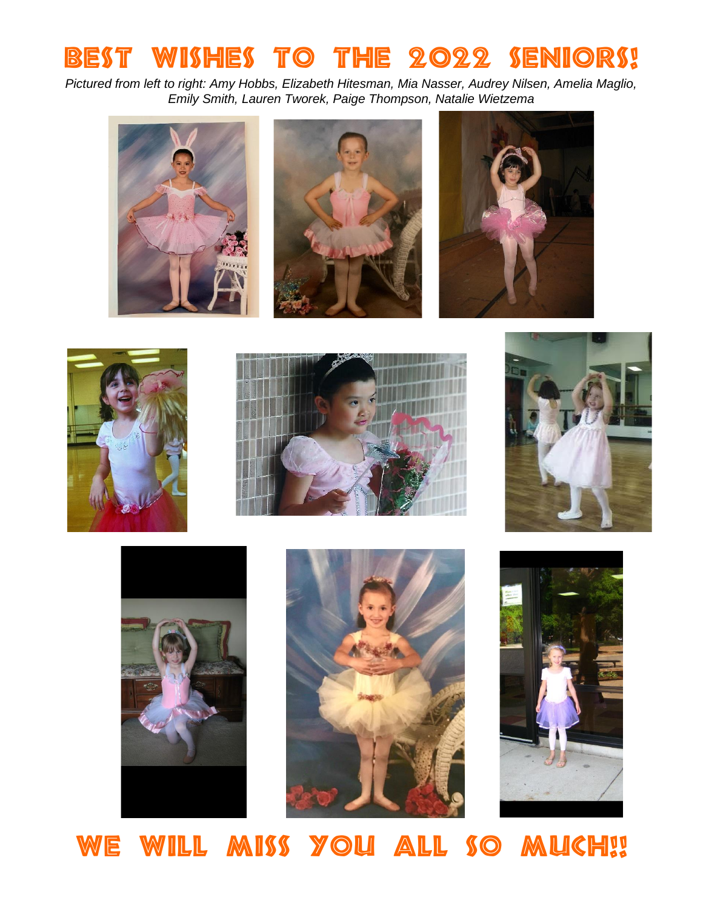# BEST WISHES TO THE 2022 SENIORS!

*Pictured from left to right: Amy Hobbs, Elizabeth Hitesman, Mia Nasser, Audrey Nilsen, Amelia Maglio, Emily Smith, Lauren Tworek, Paige Thompson, Natalie Wietzema*

# WE WILL MISS YOU ALL SO MUCH!!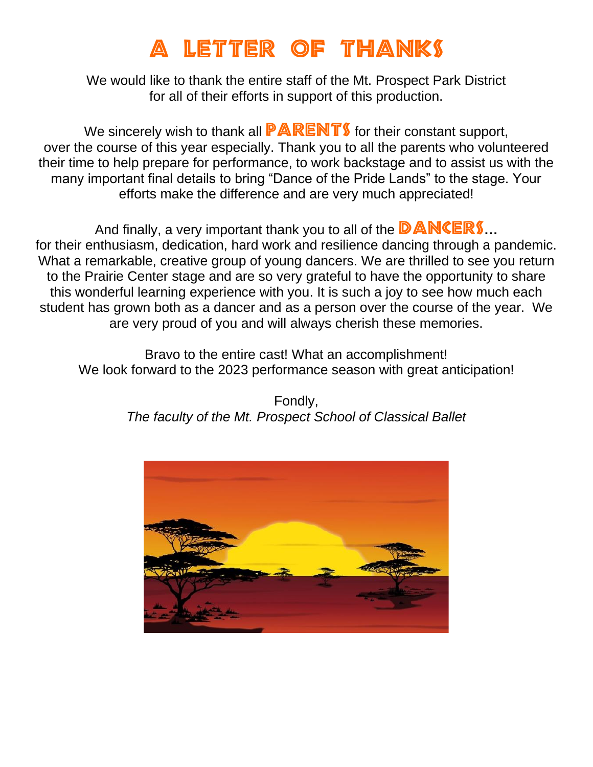# A Letter of Thanks

We would like to thank the entire staff of the Mt. Prospect Park District for all of their efforts in support of this production.

We sincerely wish to thank all **PARENTS** for their constant support, over the course of this year especially. Thank you to all the parents who volunteered their time to help prepare for performance, to work backstage and to assist us with the many important final details to bring "Dance of the Pride Lands" to the stage. Your efforts make the difference and are very much appreciated!

And finally, a very important thank you to all of the **DANCERS**… for their enthusiasm, dedication, hard work and resilience dancing through a pandemic. What a remarkable, creative group of young dancers. We are thrilled to see you return to the Prairie Center stage and are so very grateful to have the opportunity to share this wonderful learning experience with you. It is such a joy to see how much each student has grown both as a dancer and as a person over the course of the year. We are very proud of you and will always cherish these memories.

Bravo to the entire cast! What an accomplishment!
We look forward to the 2023 performance season with great anticipation!

Fondly,
*The faculty of the Mt. Prospect School of Classical Ballet*